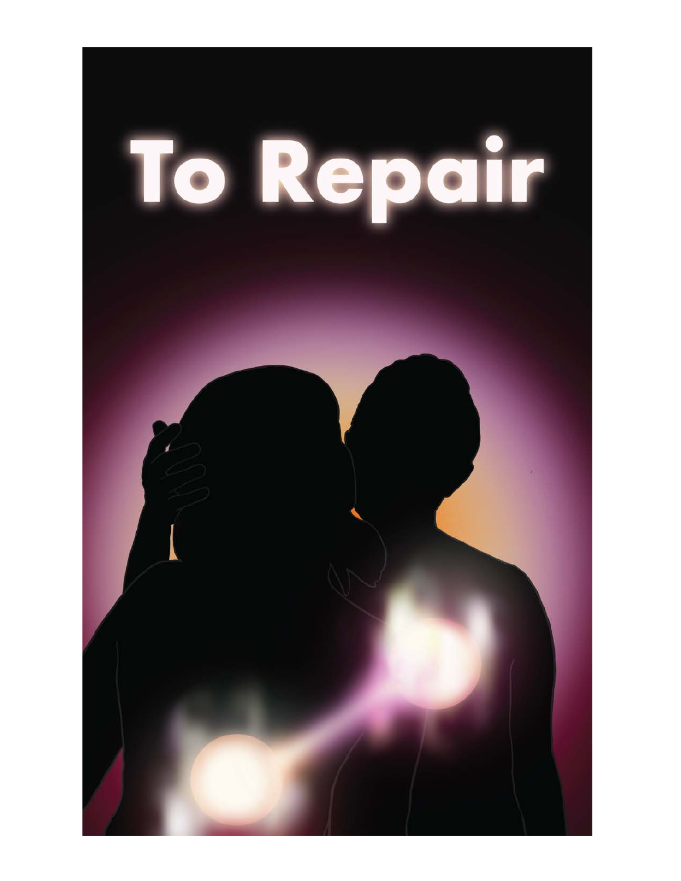# To Repair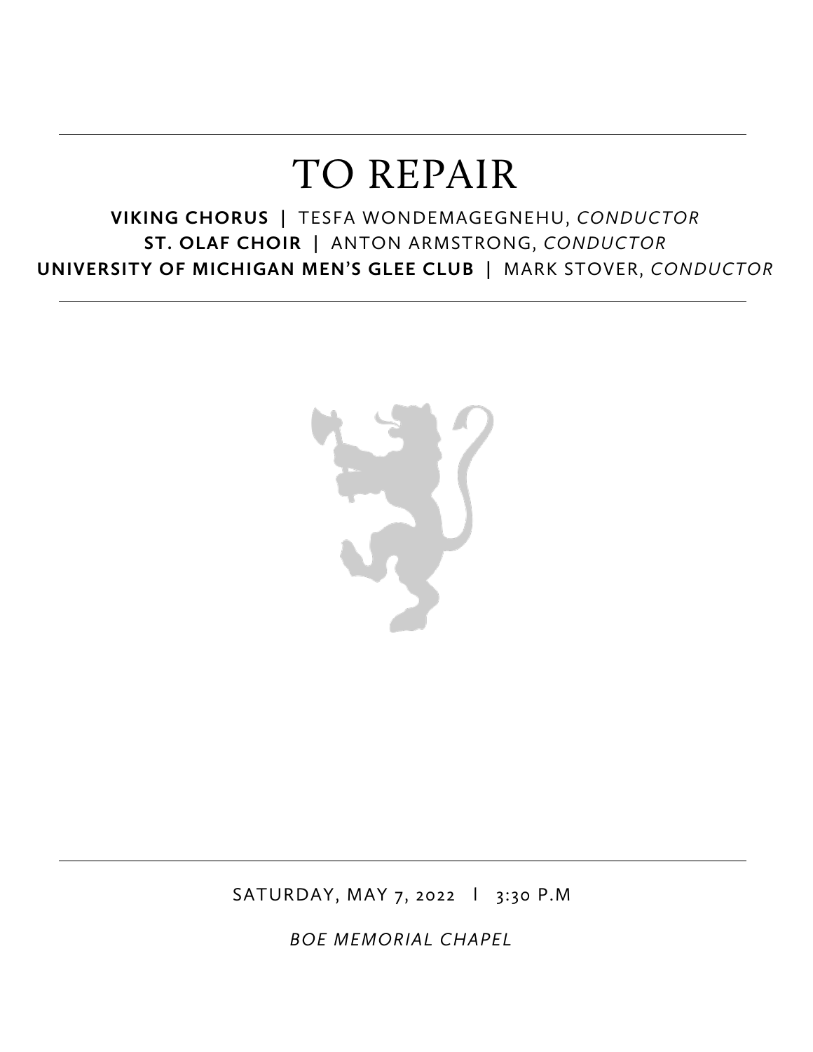# TO REPAIR

**VIKING CHORUS** | TESFA WONDEMAGEGNEHU, *CONDUCTOR*
**ST. OLAF CHOIR** | ANTON ARMSTRONG, *CONDUCTOR*
**UNIVERSITY OF MICHIGAN MEN'S GLEE CLUB** | MARK STOVER, *CONDUCTOR*

---

SATURDAY, MAY 7, 2022 | 3:30 P.M

*BOE MEMORIAL CHAPEL*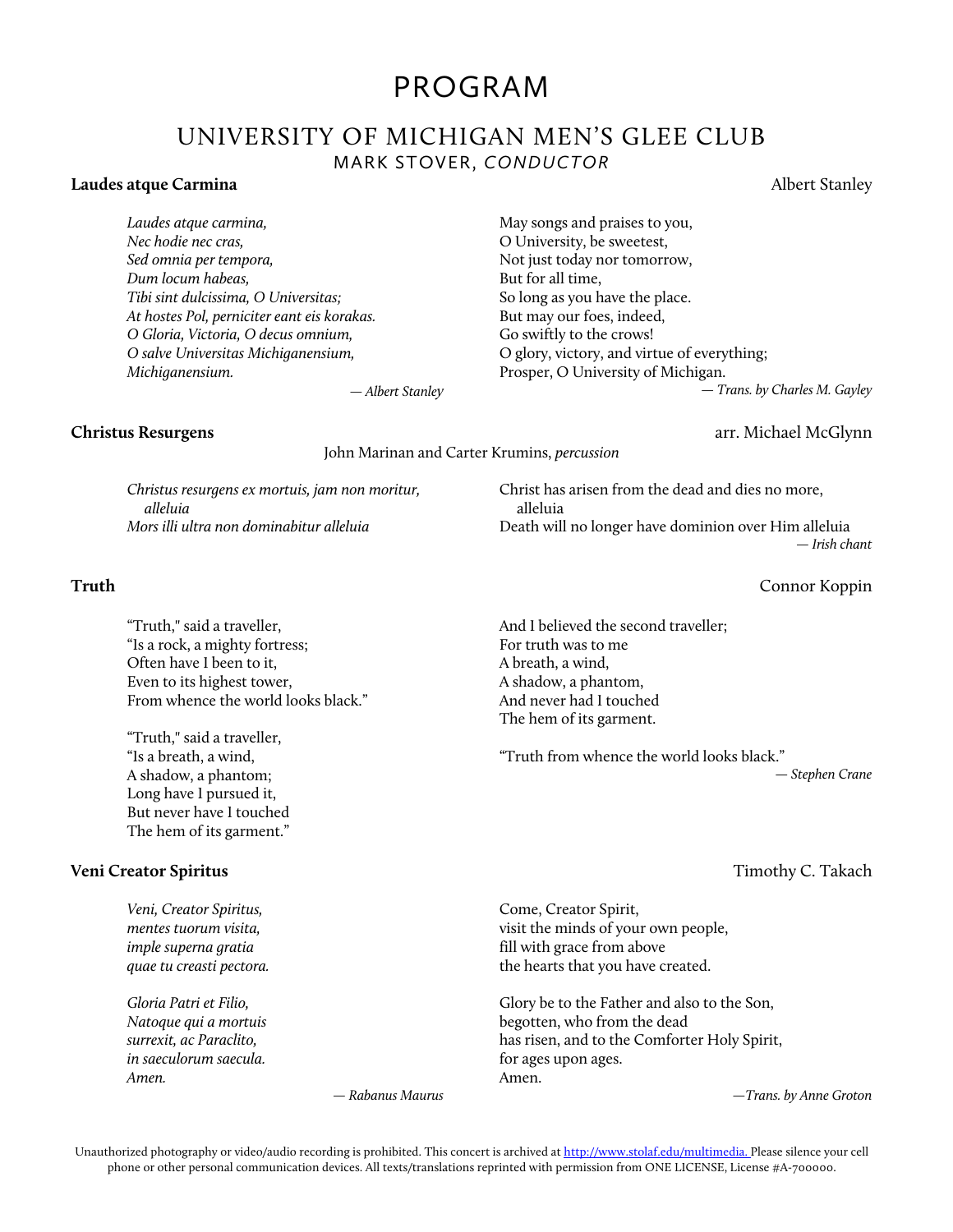# PROGRAM

## UNIVERSITY OF MICHIGAN MEN'S GLEE CLUB

MARK STOVER, *CONDUCTOR*

**Laudes atque Carmina** — Albert Stanley

*Laudes atque carmina,*
*Nec hodie nec cras,*
*Sed omnia per tempora,*
*Dum locum habeas,*
*Tibi sint dulcissima, O Universitas;*
*At hostes Pol, perniciter eant eis korakas.*
*O Gloria, Victoria, O decus omnium,*
*O salve Universitas Michiganensium,*
*Michiganensium.*

*— Albert Stanley*

May songs and praises to you,
O University, be sweetest,
Not just today nor tomorrow,
But for all time,
So long as you have the place.
But may our foes, indeed,
Go swiftly to the crows!
O glory, victory, and virtue of everything;
Prosper, O University of Michigan.

*— Trans. by Charles M. Gayley*

**Christus Resurgens** — arr. Michael McGlynn

John Marinan and Carter Krumins, *percussion*

*Christus resurgens ex mortuis, jam non moritur,*
*alleluia*
*Mors illi ultra non dominabitur alleluia*

Christ has arisen from the dead and dies no more,
alleluia
Death will no longer have dominion over Him alleluia

*— Irish chant*

**Truth** — Connor Koppin

"Truth," said a traveller,
"Is a rock, a mighty fortress;
Often have I been to it,
Even to its highest tower,
From whence the world looks black."

"Truth," said a traveller,
"Is a breath, a wind,
A shadow, a phantom;
Long have I pursued it,
But never have I touched
The hem of its garment."

And I believed the second traveller;
For truth was to me
A breath, a wind,
A shadow, a phantom,
And never had I touched
The hem of its garment.

"Truth from whence the world looks black."

*— Stephen Crane*

**Veni Creator Spiritus** — Timothy C. Takach

*Veni, Creator Spiritus,*
*mentes tuorum visita,*
*imple superna gratia*
*quae tu creasti pectora.*

*Gloria Patri et Filio,*
*Natoque qui a mortuis*
*surrexit, ac Paraclito,*
*in saeculorum saecula.*
*Amen.*

*— Rabanus Maurus*

Come, Creator Spirit,
visit the minds of your own people,
fill with grace from above
the hearts that you have created.

Glory be to the Father and also to the Son,
begotten, who from the dead
has risen, and to the Comforter Holy Spirit,
for ages upon ages.
Amen.

*—Trans. by Anne Groton*

Unauthorized photography or video/audio recording is prohibited. This concert is archived at http://www.stolaf.edu/multimedia. Please silence your cell phone or other personal communication devices. All texts/translations reprinted with permission from ONE LICENSE, License #A-700000.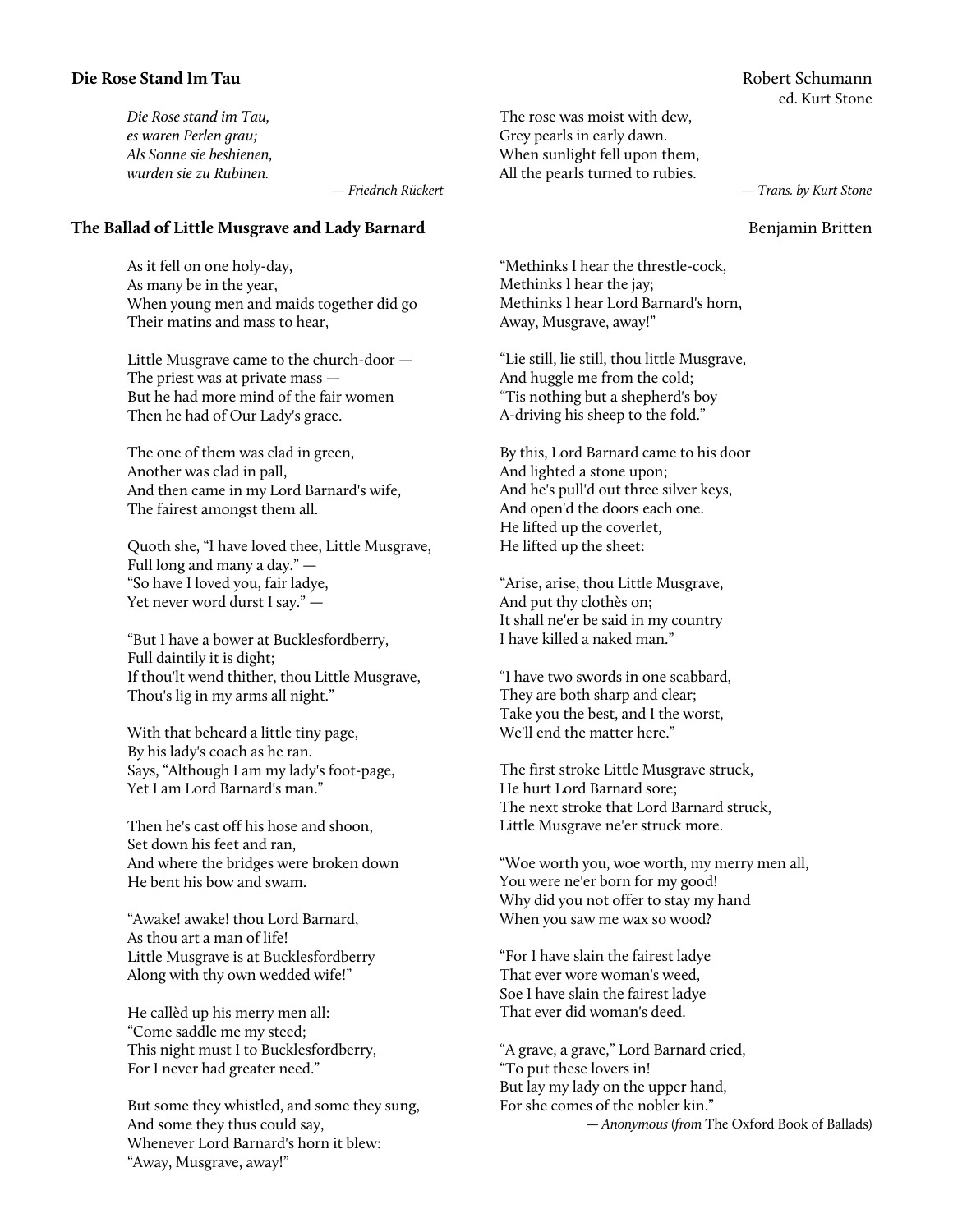## Die Rose Stand Im Tau

Robert Schumann
ed. Kurt Stone

*Die Rose stand im Tau,*
*es waren Perlen grau;*
*Als Sonne sie beshienen,*
*wurden sie zu Rubinen.*

*— Friedrich Rückert*

The rose was moist with dew,
Grey pearls in early dawn.
When sunlight fell upon them,
All the pearls turned to rubies.

*— Trans. by Kurt Stone*

## The Ballad of Little Musgrave and Lady Barnard

Benjamin Britten

As it fell on one holy-day,
As many be in the year,
When young men and maids together did go
Their matins and mass to hear,

Little Musgrave came to the church-door —
The priest was at private mass —
But he had more mind of the fair women
Then he had of Our Lady's grace.

The one of them was clad in green,
Another was clad in pall,
And then came in my Lord Barnard's wife,
The fairest amongst them all.

Quoth she, "I have loved thee, Little Musgrave,
Full long and many a day." —
"So have I loved you, fair ladye,
Yet never word durst I say." —

"But I have a bower at Bucklesfordberry,
Full daintily it is dight;
If thou'lt wend thither, thou Little Musgrave,
Thou's lig in my arms all night."

With that beheard a little tiny page,
By his lady's coach as he ran.
Says, "Although I am my lady's foot-page,
Yet I am Lord Barnard's man."

Then he's cast off his hose and shoon,
Set down his feet and ran,
And where the bridges were broken down
He bent his bow and swam.

"Awake! awake! thou Lord Barnard,
As thou art a man of life!
Little Musgrave is at Bucklesfordberry
Along with thy own wedded wife!"

He callèd up his merry men all:
"Come saddle me my steed;
This night must I to Bucklesfordberry,
For I never had greater need."

But some they whistled, and some they sung,
And some they thus could say,
Whenever Lord Barnard's horn it blew:
"Away, Musgrave, away!"

"Methinks I hear the threstle-cock,
Methinks I hear the jay;
Methinks I hear Lord Barnard's horn,
Away, Musgrave, away!"

"Lie still, lie still, thou little Musgrave,
And huggle me from the cold;
'Tis nothing but a shepherd's boy
A-driving his sheep to the fold."

By this, Lord Barnard came to his door
And lighted a stone upon;
And he's pull'd out three silver keys,
And open'd the doors each one.
He lifted up the coverlet,
He lifted up the sheet:

"Arise, arise, thou Little Musgrave,
And put thy clothès on;
It shall ne'er be said in my country
I have killed a naked man."

"I have two swords in one scabbard,
They are both sharp and clear;
Take you the best, and I the worst,
We'll end the matter here."

The first stroke Little Musgrave struck,
He hurt Lord Barnard sore;
The next stroke that Lord Barnard struck,
Little Musgrave ne'er struck more.

"Woe worth you, woe worth, my merry men all,
You were ne'er born for my good!
Why did you not offer to stay my hand
When you saw me wax so wood?

"For I have slain the fairest ladye
That ever wore woman's weed,
Soe I have slain the fairest ladye
That ever did woman's deed.

"A grave, a grave," Lord Barnard cried,
"To put these lovers in!
But lay my lady on the upper hand,
For she comes of the nobler kin."

*— Anonymous* (*from* The Oxford Book of Ballads)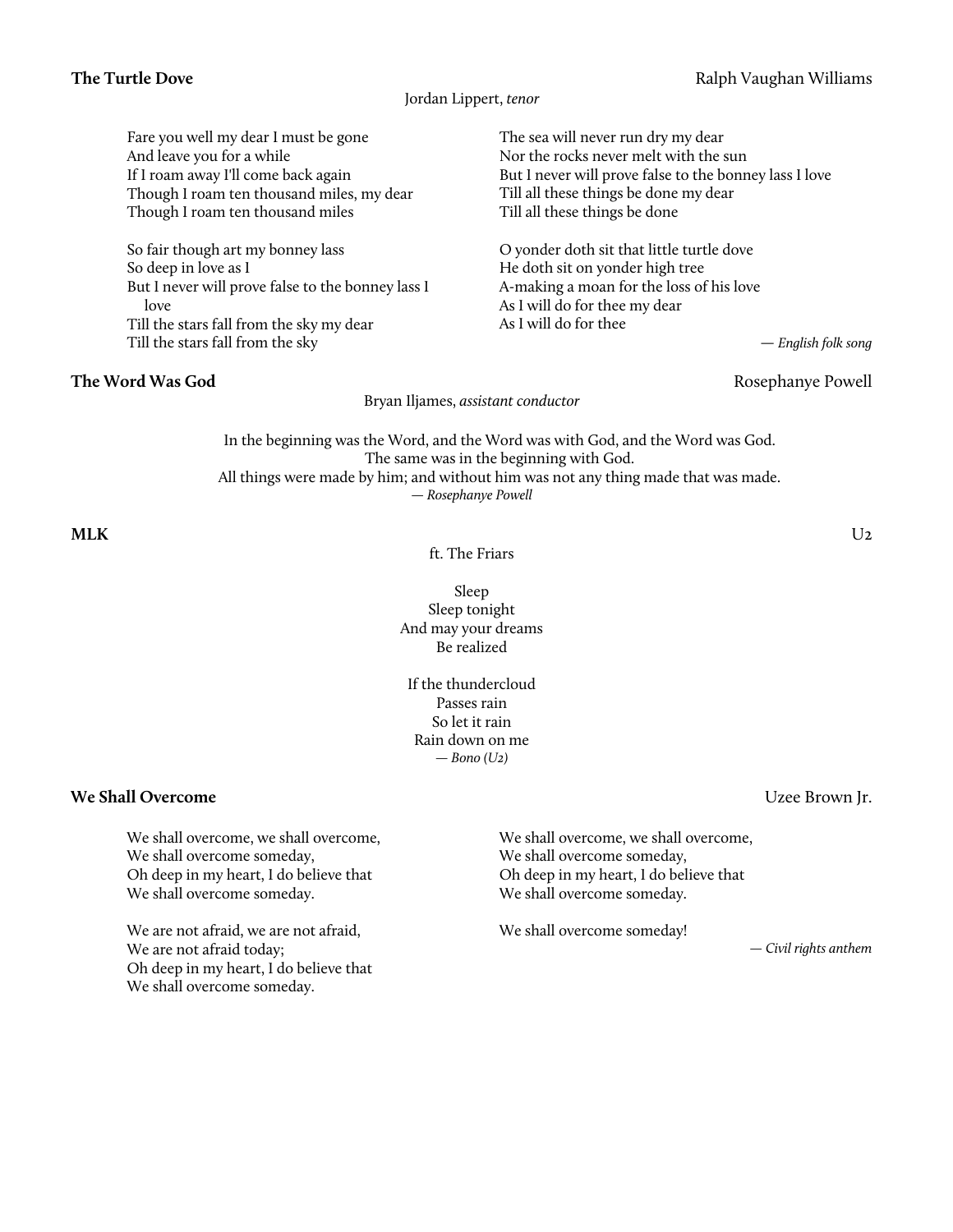**The Turtle Dove** Ralph Vaughan Williams

Jordan Lippert, *tenor*

Fare you well my dear I must be gone
And leave you for a while
If I roam away I'll come back again
Though I roam ten thousand miles, my dear
Though I roam ten thousand miles

So fair though art my bonney lass
So deep in love as I
But I never will prove false to the bonney lass I love
Till the stars fall from the sky my dear
Till the stars fall from the sky

The sea will never run dry my dear
Nor the rocks never melt with the sun
But I never will prove false to the bonney lass I love
Till all these things be done my dear
Till all these things be done

O yonder doth sit that little turtle dove
He doth sit on yonder high tree
A-making a moan for the loss of his love
As I will do for thee my dear
As I will do for thee

*— English folk song*

**The Word Was God** Rosephanye Powell

Bryan Iljames, *assistant conductor*

In the beginning was the Word, and the Word was with God, and the Word was God.
The same was in the beginning with God.
All things were made by him; and without him was not any thing made that was made.

*— Rosephanye Powell*

**MLK** U2

ft. The Friars

Sleep
Sleep tonight
And may your dreams
Be realized

If the thundercloud
Passes rain
So let it rain
Rain down on me

*— Bono (U2)*

**We Shall Overcome** Uzee Brown Jr.

We shall overcome, we shall overcome,
We shall overcome someday,
Oh deep in my heart, I do believe that
We shall overcome someday.

We are not afraid, we are not afraid,
We are not afraid today;
Oh deep in my heart, I do believe that
We shall overcome someday.

We shall overcome, we shall overcome,
We shall overcome someday,
Oh deep in my heart, I do believe that
We shall overcome someday.

We shall overcome someday!

*— Civil rights anthem*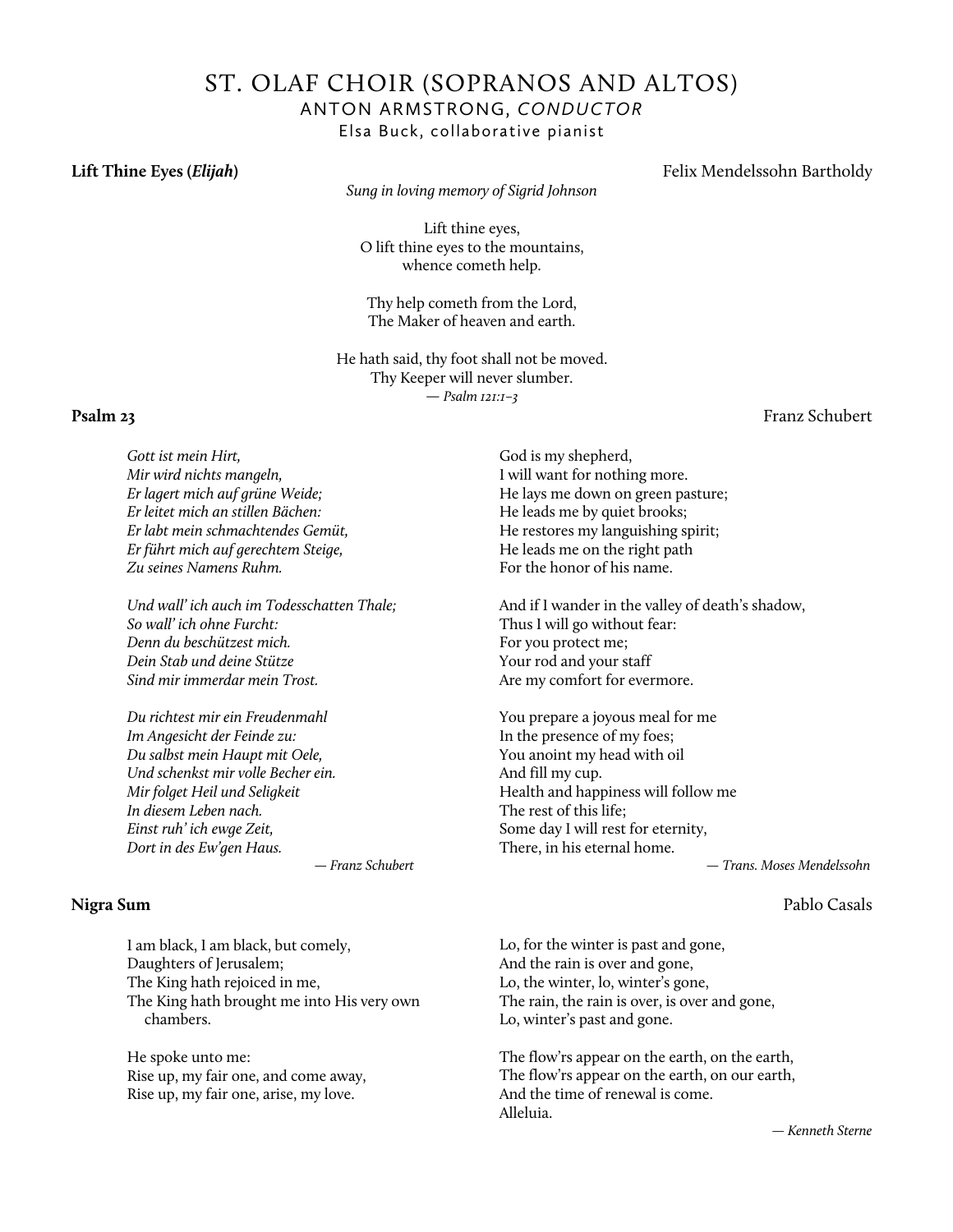# ST. OLAF CHOIR (SOPRANOS AND ALTOS)

## ANTON ARMSTRONG, *CONDUCTOR*

Elsa Buck, collaborative pianist

**Lift Thine Eyes (*Elijah*)** — Felix Mendelssohn Bartholdy

*Sung in loving memory of Sigrid Johnson*

Lift thine eyes,
O lift thine eyes to the mountains,
whence cometh help.

Thy help cometh from the Lord,
The Maker of heaven and earth.

He hath said, thy foot shall not be moved.
Thy Keeper will never slumber.

*— Psalm 121:1–3*

**Psalm 23** — Franz Schubert

*Gott ist mein Hirt,*
*Mir wird nichts mangeln,*
*Er lagert mich auf grüne Weide;*
*Er leitet mich an stillen Bächen:*
*Er labt mein schmachtendes Gemüt,*
*Er führt mich auf gerechtem Steige,*
*Zu seines Namens Ruhm.*

*Und wall' ich auch im Todesschatten Thale;*
*So wall' ich ohne Furcht:*
*Denn du beschützest mich.*
*Dein Stab und deine Stütze*
*Sind mir immerdar mein Trost.*

*Du richtest mir ein Freudenmahl*
*Im Angesicht der Feinde zu:*
*Du salbst mein Haupt mit Oele,*
*Und schenkst mir volle Becher ein.*
*Mir folget Heil und Seligkeit*
*In diesem Leben nach.*
*Einst ruh' ich ewge Zeit,*
*Dort in des Ew'gen Haus.*

*— Franz Schubert*

God is my shepherd,
I will want for nothing more.
He lays me down on green pasture;
He leads me by quiet brooks;
He restores my languishing spirit;
He leads me on the right path
For the honor of his name.

And if I wander in the valley of death's shadow,
Thus I will go without fear:
For you protect me;
Your rod and your staff
Are my comfort for evermore.

You prepare a joyous meal for me
In the presence of my foes;
You anoint my head with oil
And fill my cup.
Health and happiness will follow me
The rest of this life;
Some day I will rest for eternity,
There, in his eternal home.

*— Trans. Moses Mendelssohn*

**Nigra Sum** — Pablo Casals

I am black, I am black, but comely,
Daughters of Jerusalem;
The King hath rejoiced in me,
The King hath brought me into His very own chambers.

He spoke unto me:
Rise up, my fair one, and come away,
Rise up, my fair one, arise, my love.

Lo, for the winter is past and gone,
And the rain is over and gone,
Lo, the winter, lo, winter's gone,
The rain, the rain is over, is over and gone,
Lo, winter's past and gone.

The flow'rs appear on the earth, on the earth,
The flow'rs appear on the earth, on our earth,
And the time of renewal is come.
Alleluia.

*— Kenneth Sterne*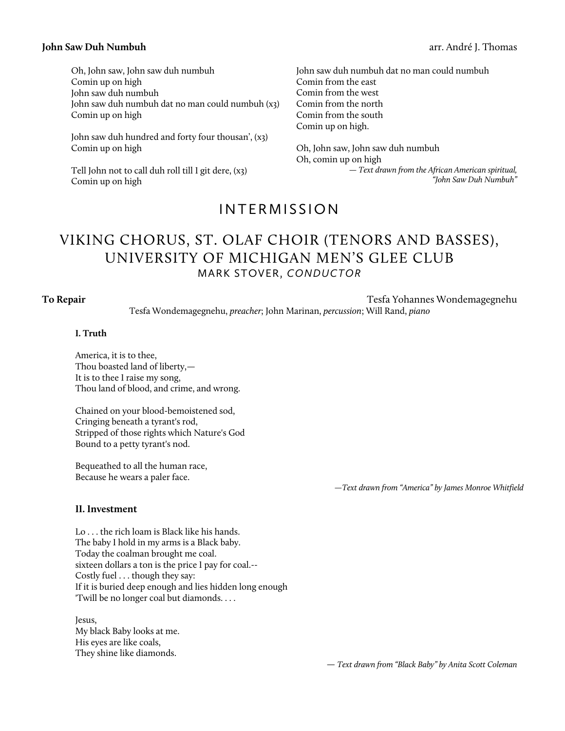**John Saw Duh Numbuh** arr. André J. Thomas

Oh, John saw, John saw duh numbuh
Comin up on high
John saw duh numbuh
John saw duh numbuh dat no man could numbuh (x3)
Comin up on high

John saw duh hundred and forty four thousan', (x3)
Comin up on high

Tell John not to call duh roll till I git dere, (x3)
Comin up on high

John saw duh numbuh dat no man could numbuh
Comin from the east
Comin from the west
Comin from the north
Comin from the south
Comin up on high.

Oh, John saw, John saw duh numbuh
Oh, comin up on high

*— Text drawn from the African American spiritual, "John Saw Duh Numbuh"*

## INTERMISSION

## VIKING CHORUS, ST. OLAF CHOIR (TENORS AND BASSES), UNIVERSITY OF MICHIGAN MEN'S GLEE CLUB

MARK STOVER, *CONDUCTOR*

**To Repair** Tesfa Yohannes Wondemagegnehu

Tesfa Wondemagegnehu, *preacher*; John Marinan, *percussion*; Will Rand, *piano*

**I. Truth**

America, it is to thee,
Thou boasted land of liberty,—
It is to thee I raise my song,
Thou land of blood, and crime, and wrong.

Chained on your blood-bemoistened sod,
Cringing beneath a tyrant's rod,
Stripped of those rights which Nature's God
Bound to a petty tyrant's nod.

Bequeathed to all the human race,
Because he wears a paler face.

*—Text drawn from "America" by James Monroe Whitfield*

**II. Investment**

Lo . . . the rich loam is Black like his hands.
The baby I hold in my arms is a Black baby.
Today the coalman brought me coal.
sixteen dollars a ton is the price I pay for coal.--
Costly fuel . . . though they say:
If it is buried deep enough and lies hidden long enough
'Twill be no longer coal but diamonds. . . .

Jesus,
My black Baby looks at me.
His eyes are like coals,
They shine like diamonds.

*— Text drawn from "Black Baby" by Anita Scott Coleman*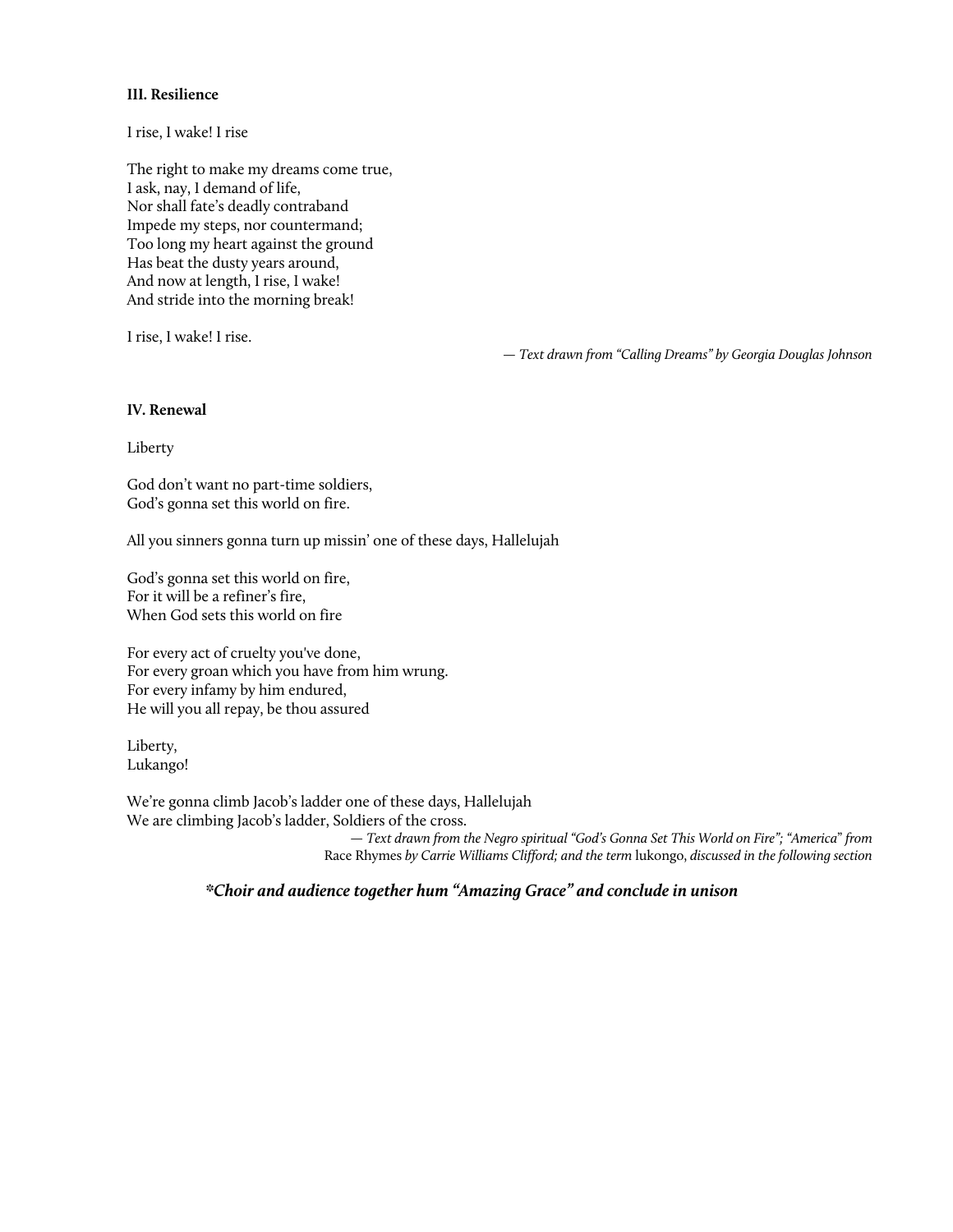**III. Resilience**

I rise, I wake! I rise

The right to make my dreams come true,
I ask, nay, I demand of life,
Nor shall fate's deadly contraband
Impede my steps, nor countermand;
Too long my heart against the ground
Has beat the dusty years around,
And now at length, I rise, I wake!
And stride into the morning break!

I rise, I wake! I rise.

*— Text drawn from "Calling Dreams" by Georgia Douglas Johnson*

**IV. Renewal**

Liberty

God don't want no part-time soldiers,
God's gonna set this world on fire.

All you sinners gonna turn up missin' one of these days, Hallelujah

God's gonna set this world on fire,
For it will be a refiner's fire,
When God sets this world on fire

For every act of cruelty you've done,
For every groan which you have from him wrung.
For every infamy by him endured,
He will you all repay, be thou assured

Liberty,
Lukango!

We're gonna climb Jacob's ladder one of these days, Hallelujah
We are climbing Jacob's ladder, Soldiers of the cross.

*— Text drawn from the Negro spiritual "God's Gonna Set This World on Fire"; "America" from* Race Rhymes *by Carrie Williams Clifford; and the term* lukongo, *discussed in the following section*

***Choir and audience together hum "Amazing Grace" and conclude in unison**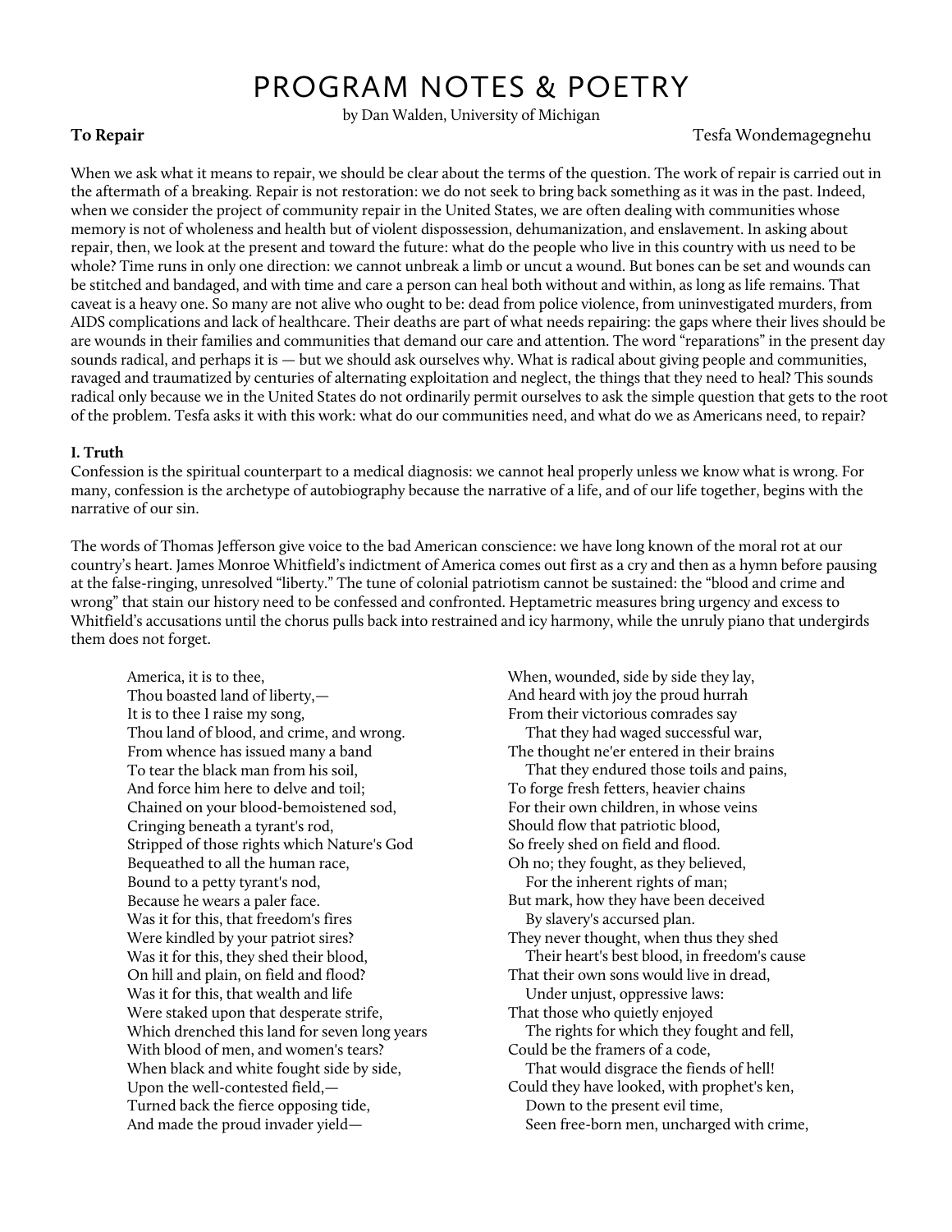# PROGRAM NOTES & POETRY

by Dan Walden, University of Michigan

**To Repair** Tesfa Wondemagegnehu

When we ask what it means to repair, we should be clear about the terms of the question. The work of repair is carried out in the aftermath of a breaking. Repair is not restoration: we do not seek to bring back something as it was in the past. Indeed, when we consider the project of community repair in the United States, we are often dealing with communities whose memory is not of wholeness and health but of violent dispossession, dehumanization, and enslavement. In asking about repair, then, we look at the present and toward the future: what do the people who live in this country with us need to be whole? Time runs in only one direction: we cannot unbreak a limb or uncut a wound. But bones can be set and wounds can be stitched and bandaged, and with time and care a person can heal both without and within, as long as life remains. That caveat is a heavy one. So many are not alive who ought to be: dead from police violence, from uninvestigated murders, from AIDS complications and lack of healthcare. Their deaths are part of what needs repairing: the gaps where their lives should be are wounds in their families and communities that demand our care and attention. The word "reparations" in the present day sounds radical, and perhaps it is — but we should ask ourselves why. What is radical about giving people and communities, ravaged and traumatized by centuries of alternating exploitation and neglect, the things that they need to heal? This sounds radical only because we in the United States do not ordinarily permit ourselves to ask the simple question that gets to the root of the problem. Tesfa asks it with this work: what do our communities need, and what do we as Americans need, to repair?

**I. Truth**

Confession is the spiritual counterpart to a medical diagnosis: we cannot heal properly unless we know what is wrong. For many, confession is the archetype of autobiography because the narrative of a life, and of our life together, begins with the narrative of our sin.

The words of Thomas Jefferson give voice to the bad American conscience: we have long known of the moral rot at our country's heart. James Monroe Whitfield's indictment of America comes out first as a cry and then as a hymn before pausing at the false-ringing, unresolved "liberty." The tune of colonial patriotism cannot be sustained: the "blood and crime and wrong" that stain our history need to be confessed and confronted. Heptametric measures bring urgency and excess to Whitfield's accusations until the chorus pulls back into restrained and icy harmony, while the unruly piano that undergirds them does not forget.

America, it is to thee,
Thou boasted land of liberty,—
It is to thee I raise my song,
Thou land of blood, and crime, and wrong.
From whence has issued many a band
To tear the black man from his soil,
And force him here to delve and toil;
Chained on your blood-bemoistened sod,
Cringing beneath a tyrant's rod,
Stripped of those rights which Nature's God
Bequeathed to all the human race,
Bound to a petty tyrant's nod,
Because he wears a paler face.
Was it for this, that freedom's fires
Were kindled by your patriot sires?
Was it for this, they shed their blood,
On hill and plain, on field and flood?
Was it for this, that wealth and life
Were staked upon that desperate strife,
Which drenched this land for seven long years
With blood of men, and women's tears?
When black and white fought side by side,
Upon the well-contested field,—
Turned back the fierce opposing tide,
And made the proud invader yield—
When, wounded, side by side they lay,
And heard with joy the proud hurrah
From their victorious comrades say
   That they had waged successful war,
The thought ne'er entered in their brains
   That they endured those toils and pains,
To forge fresh fetters, heavier chains
For their own children, in whose veins
Should flow that patriotic blood,
So freely shed on field and flood.
Oh no; they fought, as they believed,
   For the inherent rights of man;
But mark, how they have been deceived
   By slavery's accursed plan.
They never thought, when thus they shed
   Their heart's best blood, in freedom's cause
That their own sons would live in dread,
   Under unjust, oppressive laws:
That those who quietly enjoyed
   The rights for which they fought and fell,
Could be the framers of a code,
   That would disgrace the fiends of hell!
Could they have looked, with prophet's ken,
   Down to the present evil time,
   Seen free-born men, uncharged with crime,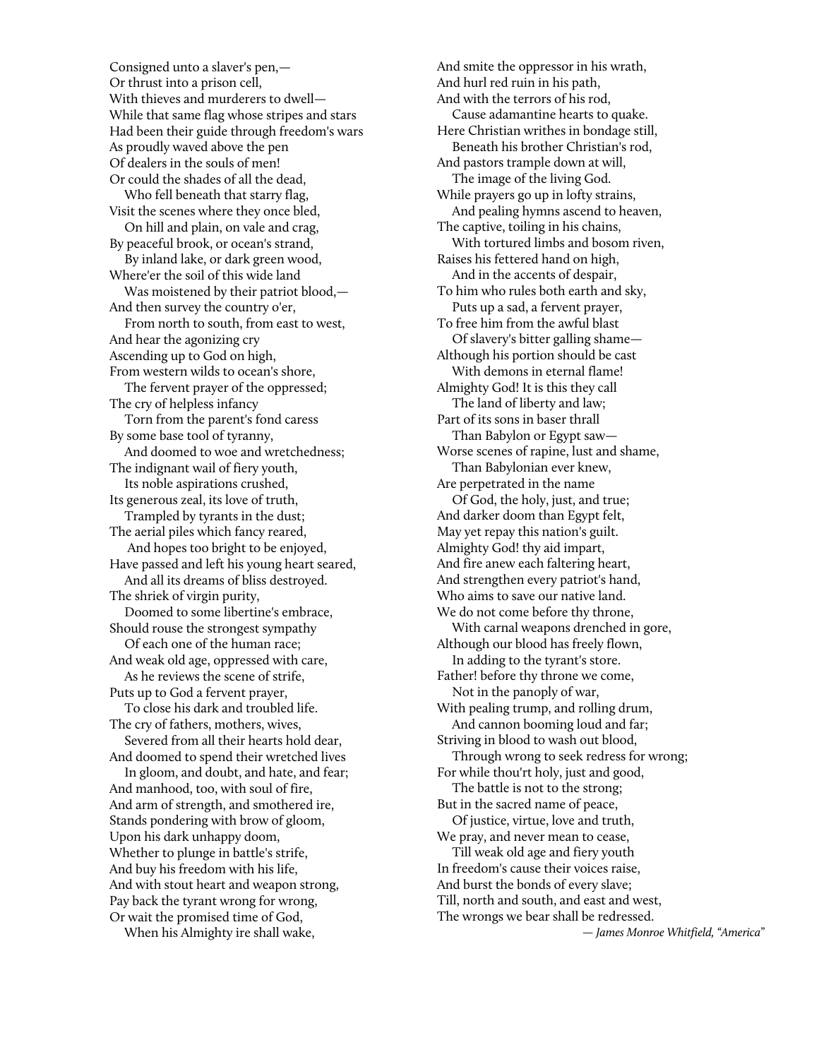Consigned unto a slaver's pen,—
Or thrust into a prison cell,
With thieves and murderers to dwell—
While that same flag whose stripes and stars
Had been their guide through freedom's wars
As proudly waved above the pen
Of dealers in the souls of men!
Or could the shades of all the dead,
   Who fell beneath that starry flag,
Visit the scenes where they once bled,
   On hill and plain, on vale and crag,
By peaceful brook, or ocean's strand,
   By inland lake, or dark green wood,
Where'er the soil of this wide land
   Was moistened by their patriot blood,—
And then survey the country o'er,
   From north to south, from east to west,
And hear the agonizing cry
Ascending up to God on high,
From western wilds to ocean's shore,
   The fervent prayer of the oppressed;
The cry of helpless infancy
   Torn from the parent's fond caress
By some base tool of tyranny,
   And doomed to woe and wretchedness;
The indignant wail of fiery youth,
   Its noble aspirations crushed,
Its generous zeal, its love of truth,
   Trampled by tyrants in the dust;
The aerial piles which fancy reared,
   And hopes too bright to be enjoyed,
Have passed and left his young heart seared,
   And all its dreams of bliss destroyed.
The shriek of virgin purity,
   Doomed to some libertine's embrace,
Should rouse the strongest sympathy
   Of each one of the human race;
And weak old age, oppressed with care,
   As he reviews the scene of strife,
Puts up to God a fervent prayer,
   To close his dark and troubled life.
The cry of fathers, mothers, wives,
   Severed from all their hearts hold dear,
And doomed to spend their wretched lives
   In gloom, and doubt, and hate, and fear;
And manhood, too, with soul of fire,
And arm of strength, and smothered ire,
Stands pondering with brow of gloom,
Upon his dark unhappy doom,
Whether to plunge in battle's strife,
And buy his freedom with his life,
And with stout heart and weapon strong,
Pay back the tyrant wrong for wrong,
Or wait the promised time of God,
   When his Almighty ire shall wake,
And smite the oppressor in his wrath,
And hurl red ruin in his path,
And with the terrors of his rod,
   Cause adamantine hearts to quake.
Here Christian writhes in bondage still,
   Beneath his brother Christian's rod,
And pastors trample down at will,
   The image of the living God.
While prayers go up in lofty strains,
   And pealing hymns ascend to heaven,
The captive, toiling in his chains,
   With tortured limbs and bosom riven,
Raises his fettered hand on high,
   And in the accents of despair,
To him who rules both earth and sky,
   Puts up a sad, a fervent prayer,
To free him from the awful blast
   Of slavery's bitter galling shame—
Although his portion should be cast
   With demons in eternal flame!
Almighty God! It is this they call
   The land of liberty and law;
Part of its sons in baser thrall
   Than Babylon or Egypt saw—
Worse scenes of rapine, lust and shame,
   Than Babylonian ever knew,
Are perpetrated in the name
   Of God, the holy, just, and true;
And darker doom than Egypt felt,
May yet repay this nation's guilt.
Almighty God! thy aid impart,
And fire anew each faltering heart,
And strengthen every patriot's hand,
Who aims to save our native land.
We do not come before thy throne,
   With carnal weapons drenched in gore,
Although our blood has freely flown,
   In adding to the tyrant's store.
Father! before thy throne we come,
   Not in the panoply of war,
With pealing trump, and rolling drum,
   And cannon booming loud and far;
Striving in blood to wash out blood,
   Through wrong to seek redress for wrong;
For while thou'rt holy, just and good,
   The battle is not to the strong;
But in the sacred name of peace,
   Of justice, virtue, love and truth,
We pray, and never mean to cease,
   Till weak old age and fiery youth
In freedom's cause their voices raise,
And burst the bonds of every slave;
Till, north and south, and east and west,
The wrongs we bear shall be redressed.

*— James Monroe Whitfield, "America"*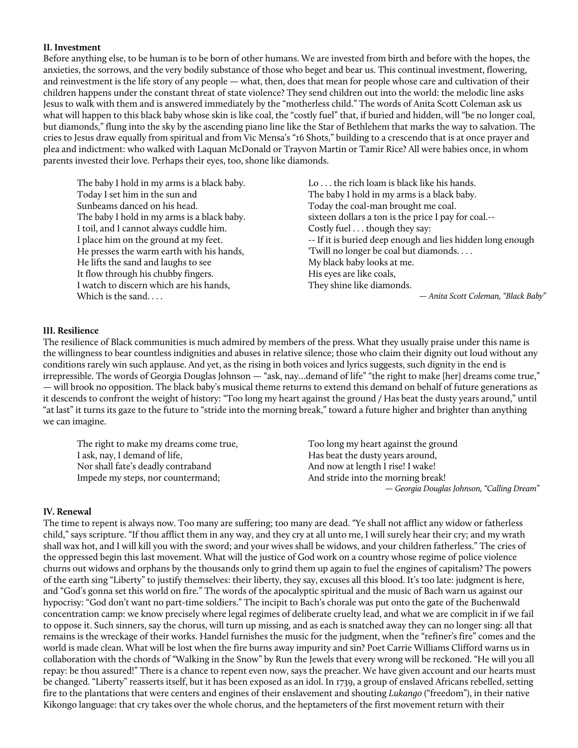**II. Investment**

Before anything else, to be human is to be born of other humans. We are invested from birth and before with the hopes, the anxieties, the sorrows, and the very bodily substance of those who beget and bear us. This continual investment, flowering, and reinvestment is the life story of any people — what, then, does that mean for people whose care and cultivation of their children happens under the constant threat of state violence? They send children out into the world: the melodic line asks Jesus to walk with them and is answered immediately by the "motherless child." The words of Anita Scott Coleman ask us what will happen to this black baby whose skin is like coal, the "costly fuel" that, if buried and hidden, will "be no longer coal, but diamonds," flung into the sky by the ascending piano line like the Star of Bethlehem that marks the way to salvation. The cries to Jesus draw equally from spiritual and from Vic Mensa's "16 Shots," building to a crescendo that is at once prayer and plea and indictment: who walked with Laquan McDonald or Trayvon Martin or Tamir Rice? All were babies once, in whom parents invested their love. Perhaps their eyes, too, shone like diamonds.

> The baby I hold in my arms is a black baby.
> Today I set him in the sun and
> Sunbeams danced on his head.
> The baby I hold in my arms is a black baby.
> I toil, and I cannot always cuddle him.
> I place him on the ground at my feet.
> He presses the warm earth with his hands,
> He lifts the sand and laughs to see
> It flow through his chubby fingers.
> I watch to discern which are his hands,
> Which is the sand. . . .
> Lo . . . the rich loam is black like his hands.
> The baby I hold in my arms is a black baby.
> Today the coal-man brought me coal.
> sixteen dollars a ton is the price I pay for coal.--
> Costly fuel . . . though they say:
> -- If it is buried deep enough and lies hidden long enough
> 'Twill no longer be coal but diamonds. . . .
> My black baby looks at me.
> His eyes are like coals,
> They shine like diamonds.
>
> — *Anita Scott Coleman, "Black Baby"*

**III. Resilience**

The resilience of Black communities is much admired by members of the press. What they usually praise under this name is the willingness to bear countless indignities and abuses in relative silence; those who claim their dignity out loud without any conditions rarely win such applause. And yet, as the rising in both voices and lyrics suggests, such dignity in the end is irrepressible. The words of Georgia Douglas Johnson — "ask, nay…demand of life" "the right to make [her] dreams come true," — will brook no opposition. The black baby's musical theme returns to extend this demand on behalf of future generations as it descends to confront the weight of history: "Too long my heart against the ground / Has beat the dusty years around," until "at last" it turns its gaze to the future to "stride into the morning break," toward a future higher and brighter than anything we can imagine.

> The right to make my dreams come true,
> I ask, nay, I demand of life,
> Nor shall fate's deadly contraband
> Impede my steps, nor countermand;
> Too long my heart against the ground
> Has beat the dusty years around,
> And now at length I rise! I wake!
> And stride into the morning break!
>
> — *Georgia Douglas Johnson, "Calling Dream"*

**IV. Renewal**

The time to repent is always now. Too many are suffering; too many are dead. "Ye shall not afflict any widow or fatherless child," says scripture. "If thou afflict them in any way, and they cry at all unto me, I will surely hear their cry; and my wrath shall wax hot, and I will kill you with the sword; and your wives shall be widows, and your children fatherless." The cries of the oppressed begin this last movement. What will the justice of God work on a country whose regime of police violence churns out widows and orphans by the thousands only to grind them up again to fuel the engines of capitalism? The powers of the earth sing "Liberty" to justify themselves: their liberty, they say, excuses all this blood. It's too late: judgment is here, and "God's gonna set this world on fire." The words of the apocalyptic spiritual and the music of Bach warn us against our hypocrisy: "God don't want no part-time soldiers." The incipit to Bach's chorale was put onto the gate of the Buchenwald concentration camp: we know precisely where legal regimes of deliberate cruelty lead, and what we are complicit in if we fail to oppose it. Such sinners, say the chorus, will turn up missing, and as each is snatched away they can no longer sing: all that remains is the wreckage of their works. Handel furnishes the music for the judgment, when the "refiner's fire" comes and the world is made clean. What will be lost when the fire burns away impurity and sin? Poet Carrie Williams Clifford warns us in collaboration with the chords of "Walking in the Snow" by Run the Jewels that every wrong will be reckoned. "He will you all repay: be thou assured!" There is a chance to repent even now, says the preacher. We have given account and our hearts must be changed. "Liberty" reasserts itself, but it has been exposed as an idol. In 1739, a group of enslaved Africans rebelled, setting fire to the plantations that were centers and engines of their enslavement and shouting *Lukango* ("freedom"), in their native Kikongo language: that cry takes over the whole chorus, and the heptameters of the first movement return with their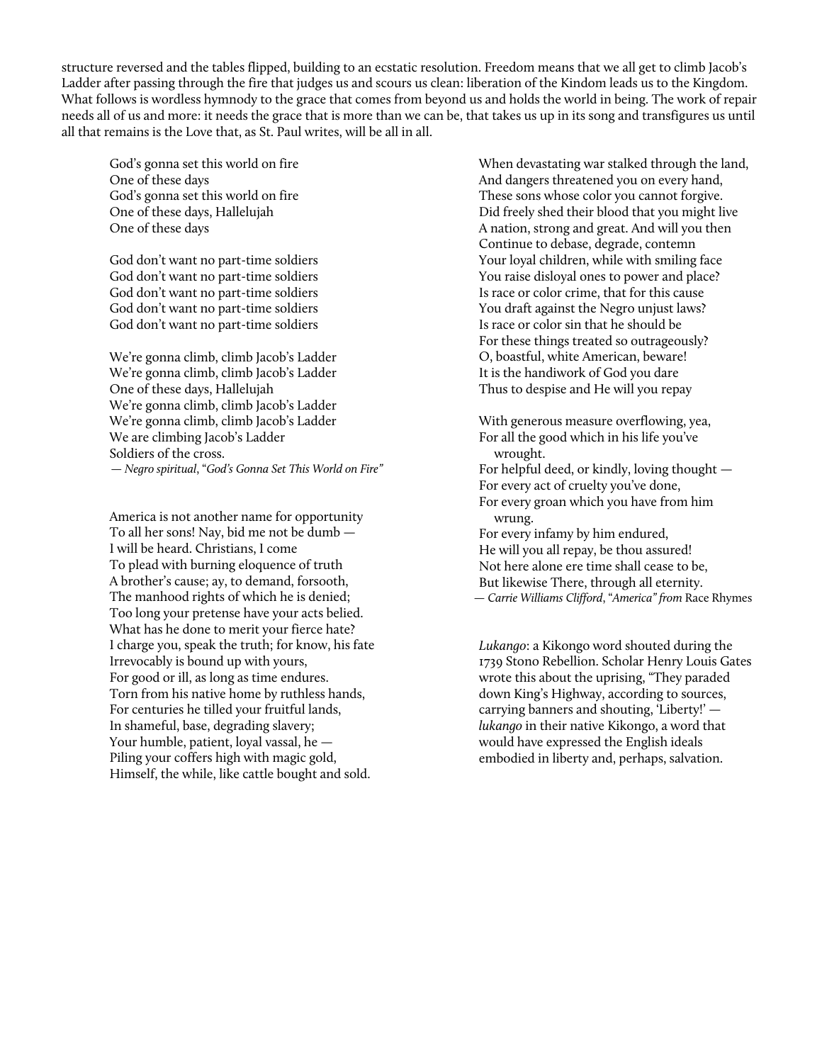structure reversed and the tables flipped, building to an ecstatic resolution. Freedom means that we all get to climb Jacob's Ladder after passing through the fire that judges us and scours us clean: liberation of the Kindom leads us to the Kingdom. What follows is wordless hymnody to the grace that comes from beyond us and holds the world in being. The work of repair needs all of us and more: it needs the grace that is more than we can be, that takes us up in its song and transfigures us until all that remains is the Love that, as St. Paul writes, will be all in all.

> God's gonna set this world on fire
> One of these days
> God's gonna set this world on fire
> One of these days, Hallelujah
> One of these days
>
> God don't want no part-time soldiers
> God don't want no part-time soldiers
> God don't want no part-time soldiers
> God don't want no part-time soldiers
> God don't want no part-time soldiers
>
> We're gonna climb, climb Jacob's Ladder
> We're gonna climb, climb Jacob's Ladder
> One of these days, Hallelujah
> We're gonna climb, climb Jacob's Ladder
> We're gonna climb, climb Jacob's Ladder
> We are climbing Jacob's Ladder
> Soldiers of the cross.
>
> — *Negro spiritual, "God's Gonna Set This World on Fire"*

> America is not another name for opportunity
> To all her sons! Nay, bid me not be dumb —
> I will be heard. Christians, I come
> To plead with burning eloquence of truth
> A brother's cause; ay, to demand, forsooth,
> The manhood rights of which he is denied;
> Too long your pretense have your acts belied.
> What has he done to merit your fierce hate?
> I charge you, speak the truth; for know, his fate
> Irrevocably is bound up with yours,
> For good or ill, as long as time endures.
> Torn from his native home by ruthless hands,
> For centuries he tilled your fruitful lands,
> In shameful, base, degrading slavery;
> Your humble, patient, loyal vassal, he —
> Piling your coffers high with magic gold,
> Himself, the while, like cattle bought and sold.
> When devastating war stalked through the land,
> And dangers threatened you on every hand,
> These sons whose color you cannot forgive.
> Did freely shed their blood that you might live
> A nation, strong and great. And will you then
> Continue to debase, degrade, contemn
> Your loyal children, while with smiling face
> You raise disloyal ones to power and place?
> Is race or color crime, that for this cause
> You draft against the Negro unjust laws?
> Is race or color sin that he should be
> For these things treated so outrageously?
> O, boastful, white American, beware!
> It is the handiwork of God you dare
> Thus to despise and He will you repay
>
> With generous measure overflowing, yea,
> For all the good which in his life you've wrought.
> For helpful deed, or kindly, loving thought —
> For every act of cruelty you've done,
> For every groan which you have from him wrung.
> For every infamy by him endured,
> He will you all repay, be thou assured!
> Not here alone ere time shall cease to be,
> But likewise There, through all eternity.
>
> — *Carrie Williams Clifford, "America" from* Race Rhymes

*Lukango*: a Kikongo word shouted during the 1739 Stono Rebellion. Scholar Henry Louis Gates wrote this about the uprising, "They paraded down King's Highway, according to sources, carrying banners and shouting, 'Liberty!' — *lukango* in their native Kikongo, a word that would have expressed the English ideals embodied in liberty and, perhaps, salvation.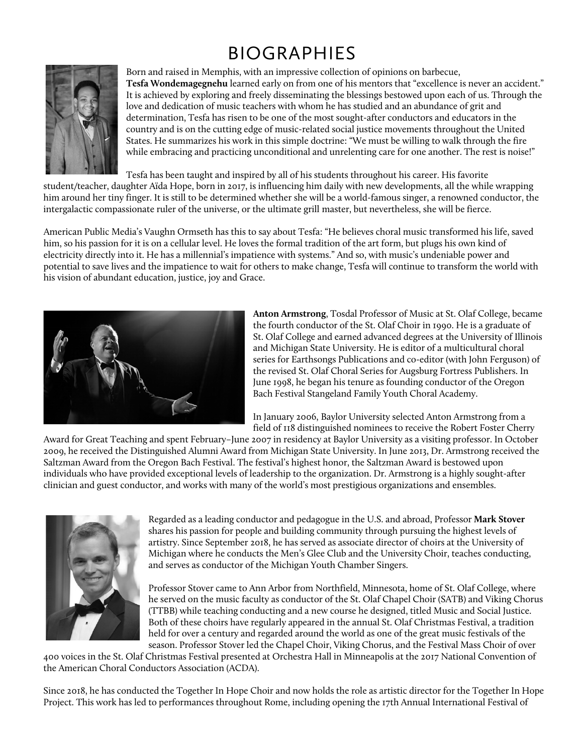# BIOGRAPHIES

Born and raised in Memphis, with an impressive collection of opinions on barbecue, **Tesfa Wondemagegnehu** learned early on from one of his mentors that "excellence is never an accident." It is achieved by exploring and freely disseminating the blessings bestowed upon each of us. Through the love and dedication of music teachers with whom he has studied and an abundance of grit and determination, Tesfa has risen to be one of the most sought-after conductors and educators in the country and is on the cutting edge of music-related social justice movements throughout the United States. He summarizes his work in this simple doctrine: "We must be willing to walk through the fire while embracing and practicing unconditional and unrelenting care for one another. The rest is noise!"

Tesfa has been taught and inspired by all of his students throughout his career. His favorite student/teacher, daughter Aïda Hope, born in 2017, is influencing him daily with new developments, all the while wrapping him around her tiny finger. It is still to be determined whether she will be a world-famous singer, a renowned conductor, the intergalactic compassionate ruler of the universe, or the ultimate grill master, but nevertheless, she will be fierce.

American Public Media's Vaughn Ormseth has this to say about Tesfa: "He believes choral music transformed his life, saved him, so his passion for it is on a cellular level. He loves the formal tradition of the art form, but plugs his own kind of electricity directly into it. He has a millennial's impatience with systems." And so, with music's undeniable power and potential to save lives and the impatience to wait for others to make change, Tesfa will continue to transform the world with his vision of abundant education, justice, joy and Grace.

**Anton Armstrong**, Tosdal Professor of Music at St. Olaf College, became the fourth conductor of the St. Olaf Choir in 1990. He is a graduate of St. Olaf College and earned advanced degrees at the University of Illinois and Michigan State University. He is editor of a multicultural choral series for Earthsongs Publications and co-editor (with John Ferguson) of the revised St. Olaf Choral Series for Augsburg Fortress Publishers. In June 1998, he began his tenure as founding conductor of the Oregon Bach Festival Stangeland Family Youth Choral Academy.

In January 2006, Baylor University selected Anton Armstrong from a field of 118 distinguished nominees to receive the Robert Foster Cherry Award for Great Teaching and spent February–June 2007 in residency at Baylor University as a visiting professor. In October 2009, he received the Distinguished Alumni Award from Michigan State University. In June 2013, Dr. Armstrong received the Saltzman Award from the Oregon Bach Festival. The festival's highest honor, the Saltzman Award is bestowed upon individuals who have provided exceptional levels of leadership to the organization. Dr. Armstrong is a highly sought-after clinician and guest conductor, and works with many of the world's most prestigious organizations and ensembles.

Regarded as a leading conductor and pedagogue in the U.S. and abroad, Professor **Mark Stover** shares his passion for people and building community through pursuing the highest levels of artistry. Since September 2018, he has served as associate director of choirs at the University of Michigan where he conducts the Men's Glee Club and the University Choir, teaches conducting, and serves as conductor of the Michigan Youth Chamber Singers.

Professor Stover came to Ann Arbor from Northfield, Minnesota, home of St. Olaf College, where he served on the music faculty as conductor of the St. Olaf Chapel Choir (SATB) and Viking Chorus (TTBB) while teaching conducting and a new course he designed, titled Music and Social Justice. Both of these choirs have regularly appeared in the annual St. Olaf Christmas Festival, a tradition held for over a century and regarded around the world as one of the great music festivals of the season. Professor Stover led the Chapel Choir, Viking Chorus, and the Festival Mass Choir of over 400 voices in the St. Olaf Christmas Festival presented at Orchestra Hall in Minneapolis at the 2017 National Convention of the American Choral Conductors Association (ACDA).

Since 2018, he has conducted the Together In Hope Choir and now holds the role as artistic director for the Together In Hope Project. This work has led to performances throughout Rome, including opening the 17th Annual International Festival of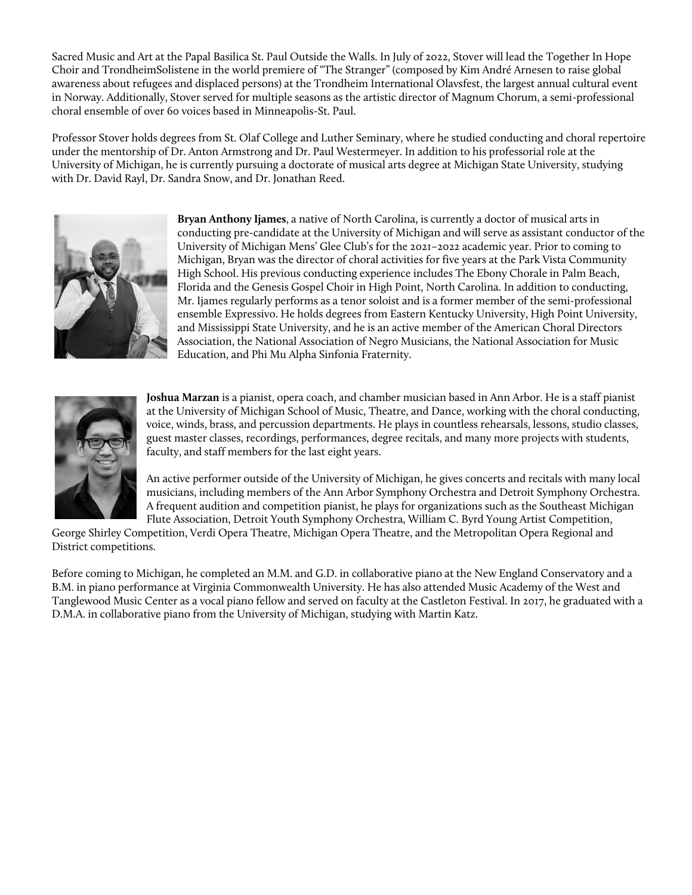Sacred Music and Art at the Papal Basilica St. Paul Outside the Walls. In July of 2022, Stover will lead the Together In Hope Choir and TrondheimSolistene in the world premiere of "The Stranger" (composed by Kim André Arnesen to raise global awareness about refugees and displaced persons) at the Trondheim International Olavsfest, the largest annual cultural event in Norway. Additionally, Stover served for multiple seasons as the artistic director of Magnum Chorum, a semi-professional choral ensemble of over 60 voices based in Minneapolis-St. Paul.

Professor Stover holds degrees from St. Olaf College and Luther Seminary, where he studied conducting and choral repertoire under the mentorship of Dr. Anton Armstrong and Dr. Paul Westermeyer. In addition to his professorial role at the University of Michigan, he is currently pursuing a doctorate of musical arts degree at Michigan State University, studying with Dr. David Rayl, Dr. Sandra Snow, and Dr. Jonathan Reed.

**Bryan Anthony Ijames**, a native of North Carolina, is currently a doctor of musical arts in conducting pre-candidate at the University of Michigan and will serve as assistant conductor of the University of Michigan Mens' Glee Club's for the 2021–2022 academic year. Prior to coming to Michigan, Bryan was the director of choral activities for five years at the Park Vista Community High School. His previous conducting experience includes The Ebony Chorale in Palm Beach, Florida and the Genesis Gospel Choir in High Point, North Carolina. In addition to conducting, Mr. Ijames regularly performs as a tenor soloist and is a former member of the semi-professional ensemble Expressivo. He holds degrees from Eastern Kentucky University, High Point University, and Mississippi State University, and he is an active member of the American Choral Directors Association, the National Association of Negro Musicians, the National Association for Music Education, and Phi Mu Alpha Sinfonia Fraternity.

**Joshua Marzan** is a pianist, opera coach, and chamber musician based in Ann Arbor. He is a staff pianist at the University of Michigan School of Music, Theatre, and Dance, working with the choral conducting, voice, winds, brass, and percussion departments. He plays in countless rehearsals, lessons, studio classes, guest master classes, recordings, performances, degree recitals, and many more projects with students, faculty, and staff members for the last eight years.

An active performer outside of the University of Michigan, he gives concerts and recitals with many local musicians, including members of the Ann Arbor Symphony Orchestra and Detroit Symphony Orchestra. A frequent audition and competition pianist, he plays for organizations such as the Southeast Michigan Flute Association, Detroit Youth Symphony Orchestra, William C. Byrd Young Artist Competition, George Shirley Competition, Verdi Opera Theatre, Michigan Opera Theatre, and the Metropolitan Opera Regional and District competitions.

Before coming to Michigan, he completed an M.M. and G.D. in collaborative piano at the New England Conservatory and a B.M. in piano performance at Virginia Commonwealth University. He has also attended Music Academy of the West and Tanglewood Music Center as a vocal piano fellow and served on faculty at the Castleton Festival. In 2017, he graduated with a D.M.A. in collaborative piano from the University of Michigan, studying with Martin Katz.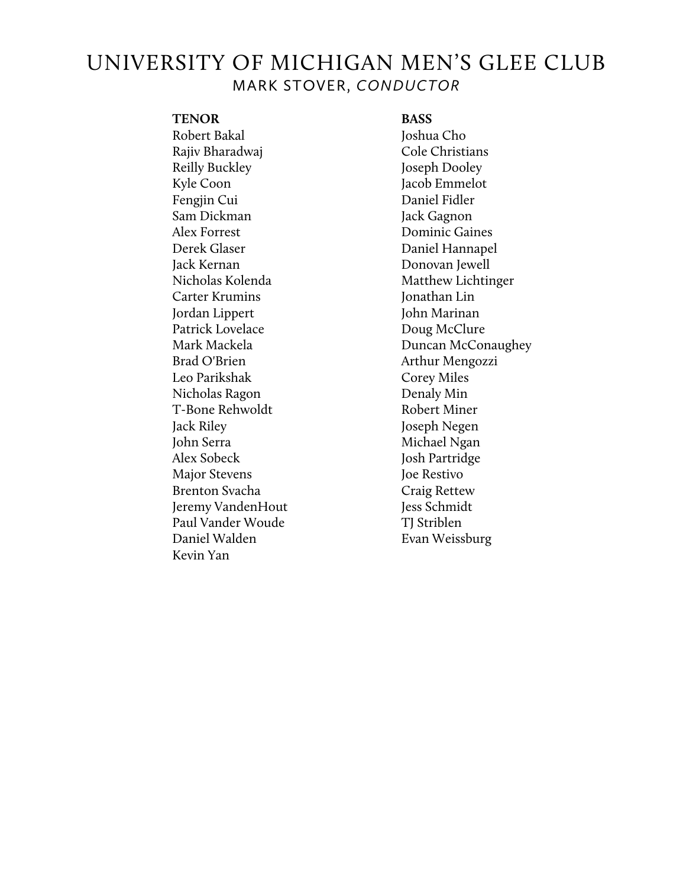# UNIVERSITY OF MICHIGAN MEN'S GLEE CLUB

MARK STOVER, *CONDUCTOR*

**TENOR**

Robert Bakal
Rajiv Bharadwaj
Reilly Buckley
Kyle Coon
Fengjin Cui
Sam Dickman
Alex Forrest
Derek Glaser
Jack Kernan
Nicholas Kolenda
Carter Krumins
Jordan Lippert
Patrick Lovelace
Mark Mackela
Brad O'Brien
Leo Parikshak
Nicholas Ragon
T-Bone Rehwoldt
Jack Riley
John Serra
Alex Sobeck
Major Stevens
Brenton Svacha
Jeremy VandenHout
Paul Vander Woude
Daniel Walden
Kevin Yan

**BASS**

Joshua Cho
Cole Christians
Joseph Dooley
Jacob Emmelot
Daniel Fidler
Jack Gagnon
Dominic Gaines
Daniel Hannapel
Donovan Jewell
Matthew Lichtinger
Jonathan Lin
John Marinan
Doug McClure
Duncan McConaughey
Arthur Mengozzi
Corey Miles
Denaly Min
Robert Miner
Joseph Negen
Michael Ngan
Josh Partridge
Joe Restivo
Craig Rettew
Jess Schmidt
TJ Striblen
Evan Weissburg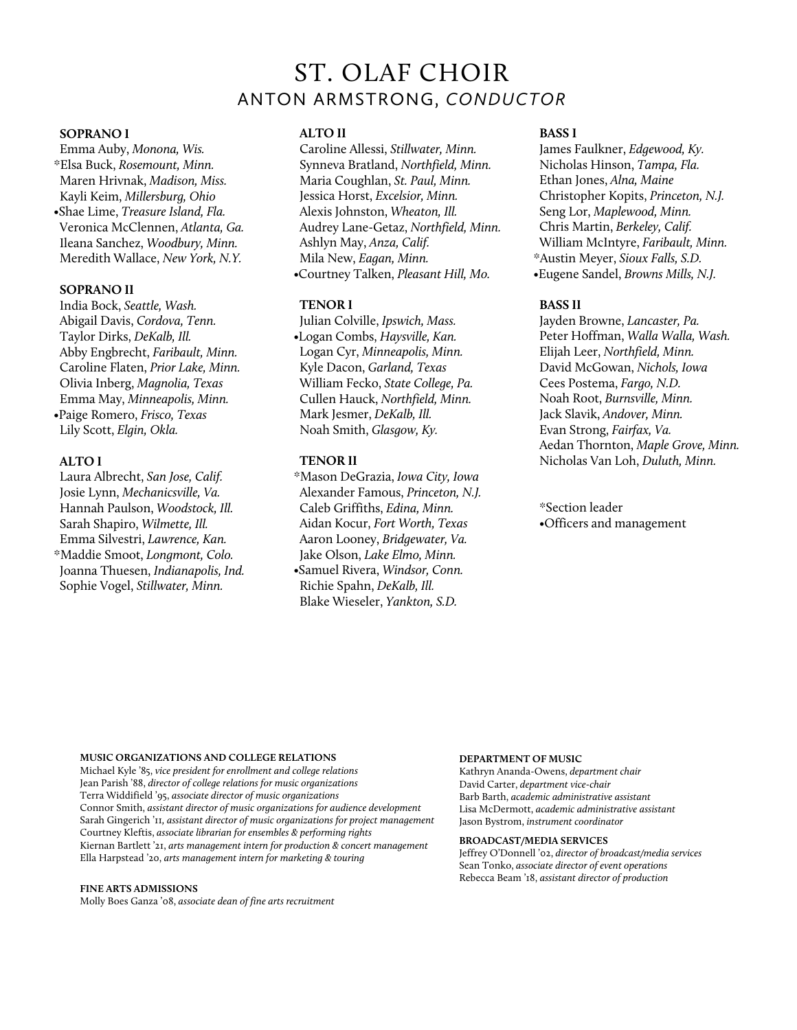# ST. OLAF CHOIR

## ANTON ARMSTRONG, *CONDUCTOR*

**SOPRANO I**

Emma Auby, *Monona, Wis.*
*Elsa Buck, *Rosemount, Minn.*
Maren Hrivnak, *Madison, Miss.*
Kayli Keim, *Millersburg, Ohio*
•Shae Lime, *Treasure Island, Fla.*
Veronica McClennen, *Atlanta, Ga.*
Ileana Sanchez, *Woodbury, Minn.*
Meredith Wallace, *New York, N.Y.*

**SOPRANO II**

India Bock, *Seattle, Wash.*
Abigail Davis, *Cordova, Tenn.*
Taylor Dirks, *DeKalb, Ill.*
Abby Engbrecht, *Faribault, Minn.*
Caroline Flaten, *Prior Lake, Minn.*
Olivia Inberg, *Magnolia, Texas*
Emma May, *Minneapolis, Minn.*
•Paige Romero, *Frisco, Texas*
Lily Scott, *Elgin, Okla.*

**ALTO I**

Laura Albrecht, *San Jose, Calif.*
Josie Lynn, *Mechanicsville, Va.*
Hannah Paulson, *Woodstock, Ill.*
Sarah Shapiro, *Wilmette, Ill.*
Emma Silvestri, *Lawrence, Kan.*
*Maddie Smoot, *Longmont, Colo.*
Joanna Thuesen, *Indianapolis, Ind.*
Sophie Vogel, *Stillwater, Minn.*

**ALTO II**

Caroline Allessi, *Stillwater, Minn.*
Synneva Bratland, *Northfield, Minn.*
Maria Coughlan, *St. Paul, Minn.*
Jessica Horst, *Excelsior, Minn.*
Alexis Johnston, *Wheaton, Ill.*
Audrey Lane-Getaz, *Northfield, Minn.*
Ashlyn May, *Anza, Calif.*
Mila New, *Eagan, Minn.*
•Courtney Talken, *Pleasant Hill, Mo.*

**TENOR I**

Julian Colville, *Ipswich, Mass.*
•Logan Combs, *Haysville, Kan.*
Logan Cyr, *Minneapolis, Minn.*
Kyle Dacon, *Garland, Texas*
William Fecko, *State College, Pa.*
Cullen Hauck, *Northfield, Minn.*
Mark Jesmer, *DeKalb, Ill.*
Noah Smith, *Glasgow, Ky.*

**TENOR II**

*Mason DeGrazia, *Iowa City, Iowa*
Alexander Famous, *Princeton, N.J.*
Caleb Griffiths, *Edina, Minn.*
Aidan Kocur, *Fort Worth, Texas*
Aaron Looney, *Bridgewater, Va.*
Jake Olson, *Lake Elmo, Minn.*
•Samuel Rivera, *Windsor, Conn.*
Richie Spahn, *DeKalb, Ill.*
Blake Wieseler, *Yankton, S.D.*

**BASS I**

James Faulkner, *Edgewood, Ky.*
Nicholas Hinson, *Tampa, Fla.*
Ethan Jones, *Alna, Maine*
Christopher Kopits, *Princeton, N.J.*
Seng Lor, *Maplewood, Minn.*
Chris Martin, *Berkeley, Calif.*
William McIntyre, *Faribault, Minn.*
*Austin Meyer, *Sioux Falls, S.D.*
•Eugene Sandel, *Browns Mills, N.J.*

**BASS II**

Jayden Browne, *Lancaster, Pa.*
Peter Hoffman, *Walla Walla, Wash.*
Elijah Leer, *Northfield, Minn.*
David McGowan, *Nichols, Iowa*
Cees Postema, *Fargo, N.D.*
Noah Root, *Burnsville, Minn.*
Jack Slavik, *Andover, Minn.*
Evan Strong, *Fairfax, Va.*
Aedan Thornton, *Maple Grove, Minn.*
Nicholas Van Loh, *Duluth, Minn.*

*Section leader
•Officers and management

**MUSIC ORGANIZATIONS AND COLLEGE RELATIONS**

Michael Kyle '85, *vice president for enrollment and college relations*
Jean Parish '88, *director of college relations for music organizations*
Terra Widdifield '95, *associate director of music organizations*
Connor Smith, *assistant director of music organizations for audience development*
Sarah Gingerich '11, *assistant director of music organizations for project management*
Courtney Kleftis, *associate librarian for ensembles & performing rights*
Kiernan Bartlett '21, *arts management intern for production & concert management*
Ella Harpstead '20, *arts management intern for marketing & touring*

**FINE ARTS ADMISSIONS**

Molly Boes Ganza '08, *associate dean of fine arts recruitment*

**DEPARTMENT OF MUSIC**

Kathryn Ananda-Owens, *department chair*
David Carter, *department vice-chair*
Barb Barth, *academic administrative assistant*
Lisa McDermott, *academic administrative assistant*
Jason Bystrom, *instrument coordinator*

**BROADCAST/MEDIA SERVICES**

Jeffrey O'Donnell '02, *director of broadcast/media services*
Sean Tonko, *associate director of event operations*
Rebecca Beam '18, *assistant director of production*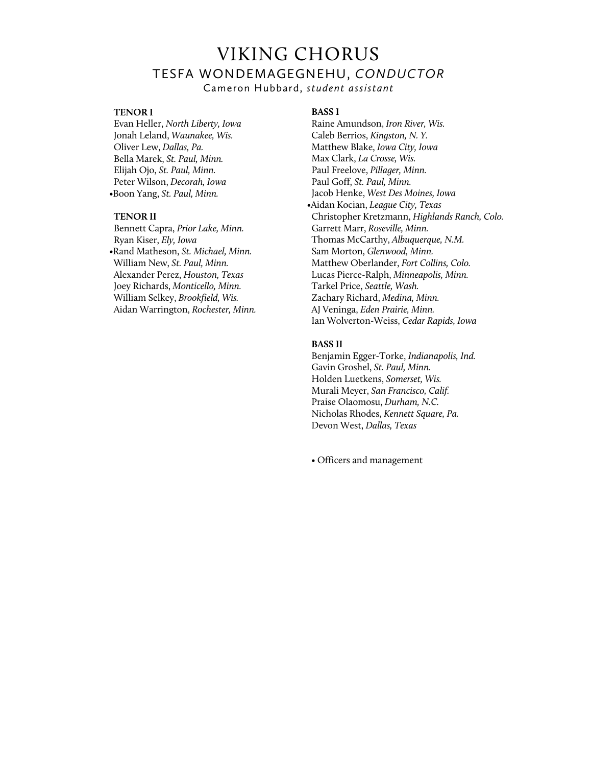# VIKING CHORUS

## TESFA WONDEMAGEGNEHU, *CONDUCTOR*

Cameron Hubbard, *student assistant*

**TENOR I**

Evan Heller, *North Liberty, Iowa*
Jonah Leland, *Waunakee, Wis.*
Oliver Lew, *Dallas, Pa.*
Bella Marek, *St. Paul, Minn.*
Elijah Ojo, *St. Paul, Minn.*
Peter Wilson, *Decorah, Iowa*
•Boon Yang, *St. Paul, Minn.*

**TENOR II**

Bennett Capra, *Prior Lake, Minn.*
Ryan Kiser, *Ely, Iowa*
•Rand Matheson, *St. Michael, Minn.*
William New, *St. Paul, Minn.*
Alexander Perez, *Houston, Texas*
Joey Richards, *Monticello, Minn.*
William Selkey, *Brookfield, Wis.*
Aidan Warrington, *Rochester, Minn.*

**BASS I**

Raine Amundson, *Iron River, Wis.*
Caleb Berrios, *Kingston, N. Y.*
Matthew Blake, *Iowa City, Iowa*
Max Clark, *La Crosse, Wis.*
Paul Freelove, *Pillager, Minn.*
Paul Goff, *St. Paul, Minn.*
Jacob Henke, *West Des Moines, Iowa*
•Aidan Kocian, *League City, Texas*
Christopher Kretzmann, *Highlands Ranch, Colo.*
Garrett Marr, *Roseville, Minn.*
Thomas McCarthy, *Albuquerque, N.M.*
Sam Morton, *Glenwood, Minn.*
Matthew Oberlander, *Fort Collins, Colo.*
Lucas Pierce-Ralph, *Minneapolis, Minn.*
Tarkel Price, *Seattle, Wash.*
Zachary Richard, *Medina, Minn.*
AJ Veninga, *Eden Prairie, Minn.*
Ian Wolverton-Weiss, *Cedar Rapids, Iowa*

**BASS II**

Benjamin Egger-Torke, *Indianapolis, Ind.*
Gavin Groshel, *St. Paul, Minn.*
Holden Luetkens, *Somerset, Wis.*
Murali Meyer, *San Francisco, Calif.*
Praise Olaomosu, *Durham, N.C.*
Nicholas Rhodes, *Kennett Square, Pa.*
Devon West, *Dallas, Texas*

• Officers and management